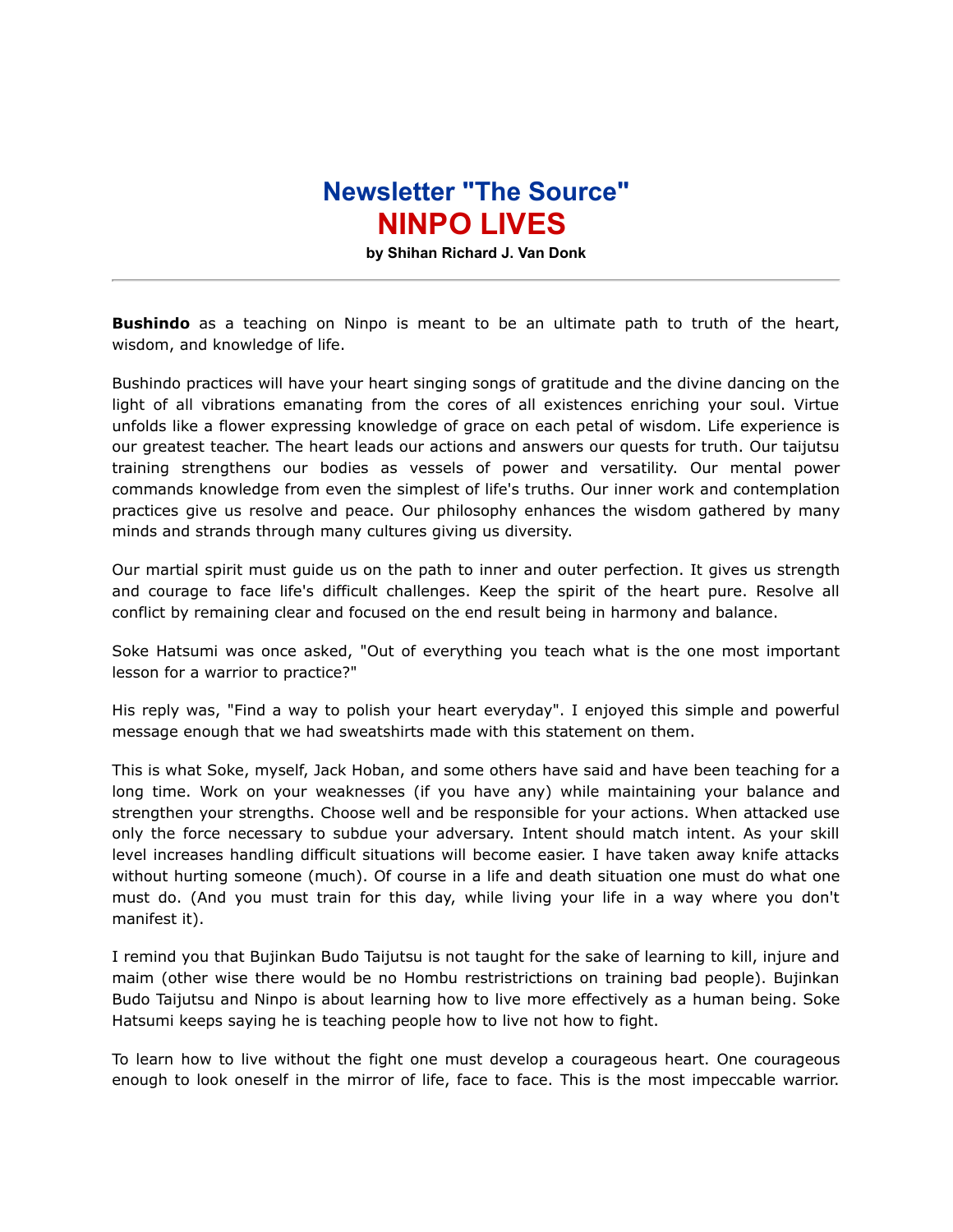# Newsletter "The Source"

# NINPO LIVES

**by Shihan Richard J. Van Donk**

---

**Bushindo** as a teaching on Ninpo is meant to be an ultimate path to truth of the heart, wisdom, and knowledge of life.

Bushindo practices will have your heart singing songs of gratitude and the divine dancing on the light of all vibrations emanating from the cores of all existences enriching your soul. Virtue unfolds like a flower expressing knowledge of grace on each petal of wisdom. Life experience is our greatest teacher. The heart leads our actions and answers our quests for truth. Our taijutsu training strengthens our bodies as vessels of power and versatility. Our mental power commands knowledge from even the simplest of life's truths. Our inner work and contemplation practices give us resolve and peace. Our philosophy enhances the wisdom gathered by many minds and strands through many cultures giving us diversity.

Our martial spirit must guide us on the path to inner and outer perfection. It gives us strength and courage to face life's difficult challenges. Keep the spirit of the heart pure. Resolve all conflict by remaining clear and focused on the end result being in harmony and balance.

Soke Hatsumi was once asked, "Out of everything you teach what is the one most important lesson for a warrior to practice?"

His reply was, "Find a way to polish your heart everyday". I enjoyed this simple and powerful message enough that we had sweatshirts made with this statement on them.

This is what Soke, myself, Jack Hoban, and some others have said and have been teaching for a long time. Work on your weaknesses (if you have any) while maintaining your balance and strengthen your strengths. Choose well and be responsible for your actions. When attacked use only the force necessary to subdue your adversary. Intent should match intent. As your skill level increases handling difficult situations will become easier. I have taken away knife attacks without hurting someone (much). Of course in a life and death situation one must do what one must do. (And you must train for this day, while living your life in a way where you don't manifest it).

I remind you that Bujinkan Budo Taijutsu is not taught for the sake of learning to kill, injure and maim (other wise there would be no Hombu restristrictions on training bad people). Bujinkan Budo Taijutsu and Ninpo is about learning how to live more effectively as a human being. Soke Hatsumi keeps saying he is teaching people how to live not how to fight.

To learn how to live without the fight one must develop a courageous heart. One courageous enough to look oneself in the mirror of life, face to face. This is the most impeccable warrior.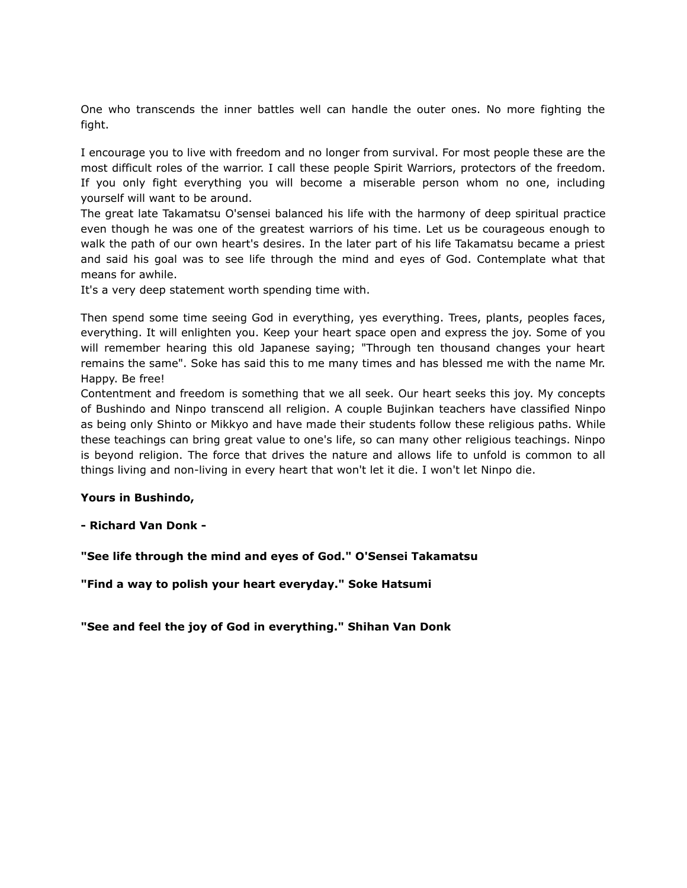One who transcends the inner battles well can handle the outer ones. No more fighting the fight.

I encourage you to live with freedom and no longer from survival. For most people these are the most difficult roles of the warrior. I call these people Spirit Warriors, protectors of the freedom. If you only fight everything you will become a miserable person whom no one, including yourself will want to be around.
The great late Takamatsu O'sensei balanced his life with the harmony of deep spiritual practice even though he was one of the greatest warriors of his time. Let us be courageous enough to walk the path of our own heart's desires. In the later part of his life Takamatsu became a priest and said his goal was to see life through the mind and eyes of God. Contemplate what that means for awhile.
It's a very deep statement worth spending time with.

Then spend some time seeing God in everything, yes everything. Trees, plants, peoples faces, everything. It will enlighten you. Keep your heart space open and express the joy. Some of you will remember hearing this old Japanese saying; "Through ten thousand changes your heart remains the same". Soke has said this to me many times and has blessed me with the name Mr. Happy. Be free!
Contentment and freedom is something that we all seek. Our heart seeks this joy. My concepts of Bushindo and Ninpo transcend all religion. A couple Bujinkan teachers have classified Ninpo as being only Shinto or Mikkyo and have made their students follow these religious paths. While these teachings can bring great value to one's life, so can many other religious teachings. Ninpo is beyond religion. The force that drives the nature and allows life to unfold is common to all things living and non-living in every heart that won't let it die. I won't let Ninpo die.

**Yours in Bushindo,**

**- Richard Van Donk -**

**"See life through the mind and eyes of God." O'Sensei Takamatsu**

**"Find a way to polish your heart everyday." Soke Hatsumi**

**"See and feel the joy of God in everything." Shihan Van Donk**